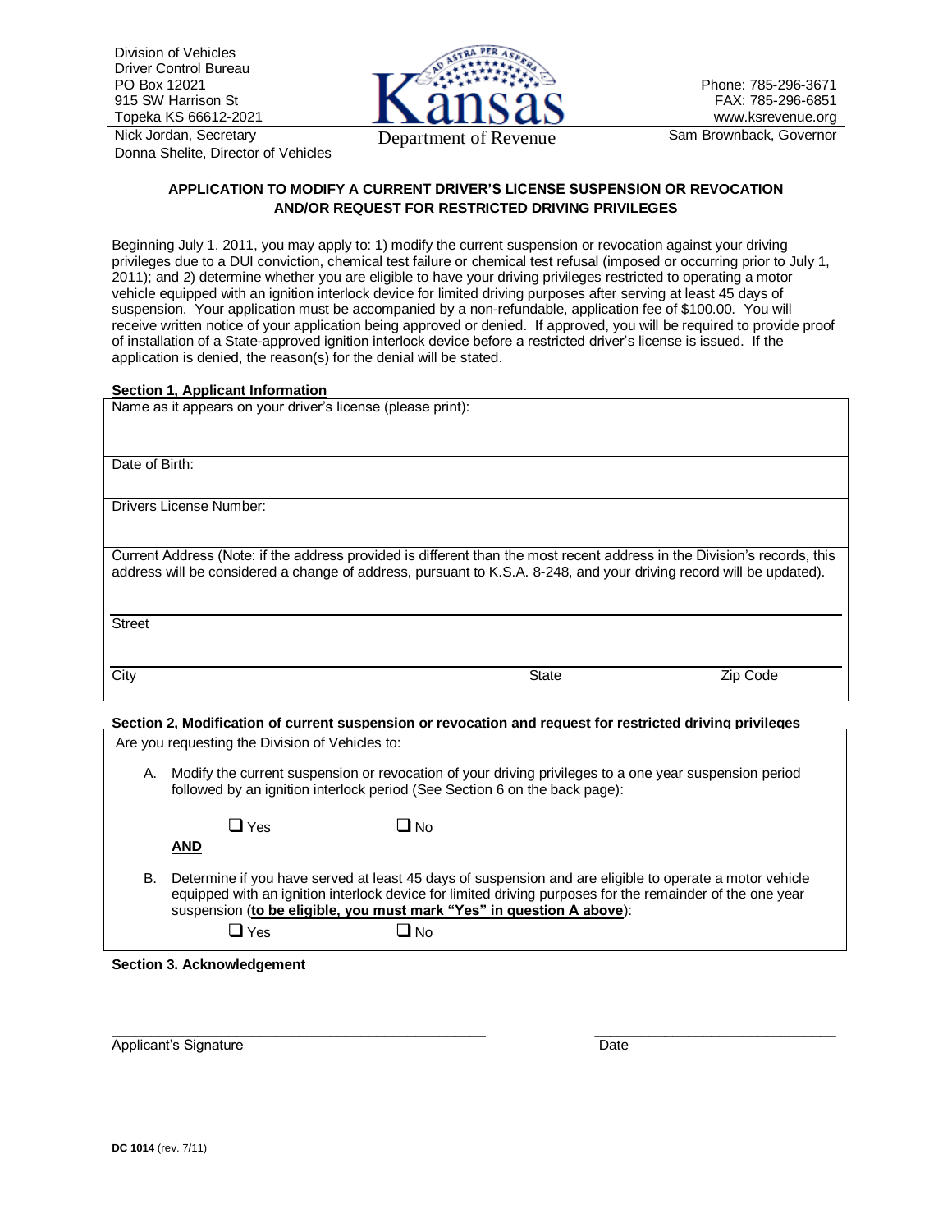Division of Vehicles
Driver Control Bureau
PO Box 12021
915 SW Harrison St
Topeka KS 66612-2021

Nick Jordan, Secretary
Donna Shelite, Director of Vehicles

Kansas
Department of Revenue

Phone: 785-296-3671
FAX: 785-296-6851
www.ksrevenue.org
Sam Brownback, Governor

## APPLICATION TO MODIFY A CURRENT DRIVER'S LICENSE SUSPENSION OR REVOCATION AND/OR REQUEST FOR RESTRICTED DRIVING PRIVILEGES

Beginning July 1, 2011, you may apply to: 1) modify the current suspension or revocation against your driving privileges due to a DUI conviction, chemical test failure or chemical test refusal (imposed or occurring prior to July 1, 2011); and 2) determine whether you are eligible to have your driving privileges restricted to operating a motor vehicle equipped with an ignition interlock device for limited driving purposes after serving at least 45 days of suspension. Your application must be accompanied by a non-refundable, application fee of $100.00. You will receive written notice of your application being approved or denied. If approved, you will be required to provide proof of installation of a State-approved ignition interlock device before a restricted driver's license is issued. If the application is denied, the reason(s) for the denial will be stated.

**Section 1, Applicant Information**

Name as it appears on your driver's license (please print):

Date of Birth:

Drivers License Number:

Current Address (Note: if the address provided is different than the most recent address in the Division's records, this address will be considered a change of address, pursuant to K.S.A. 8-248, and your driving record will be updated).

Street

City State Zip Code

**Section 2, Modification of current suspension or revocation and request for restricted driving privileges**

Are you requesting the Division of Vehicles to:

A. Modify the current suspension or revocation of your driving privileges to a one year suspension period followed by an ignition interlock period (See Section 6 on the back page):

☐ Yes ☐ No

**AND**

B. Determine if you have served at least 45 days of suspension and are eligible to operate a motor vehicle equipped with an ignition interlock device for limited driving purposes for the remainder of the one year suspension (**to be eligible, you must mark "Yes" in question A above**):

☐ Yes ☐ No

**Section 3. Acknowledgement**

_______________________________________ _______________________
Applicant's Signature Date

**DC 1014** (rev. 7/11)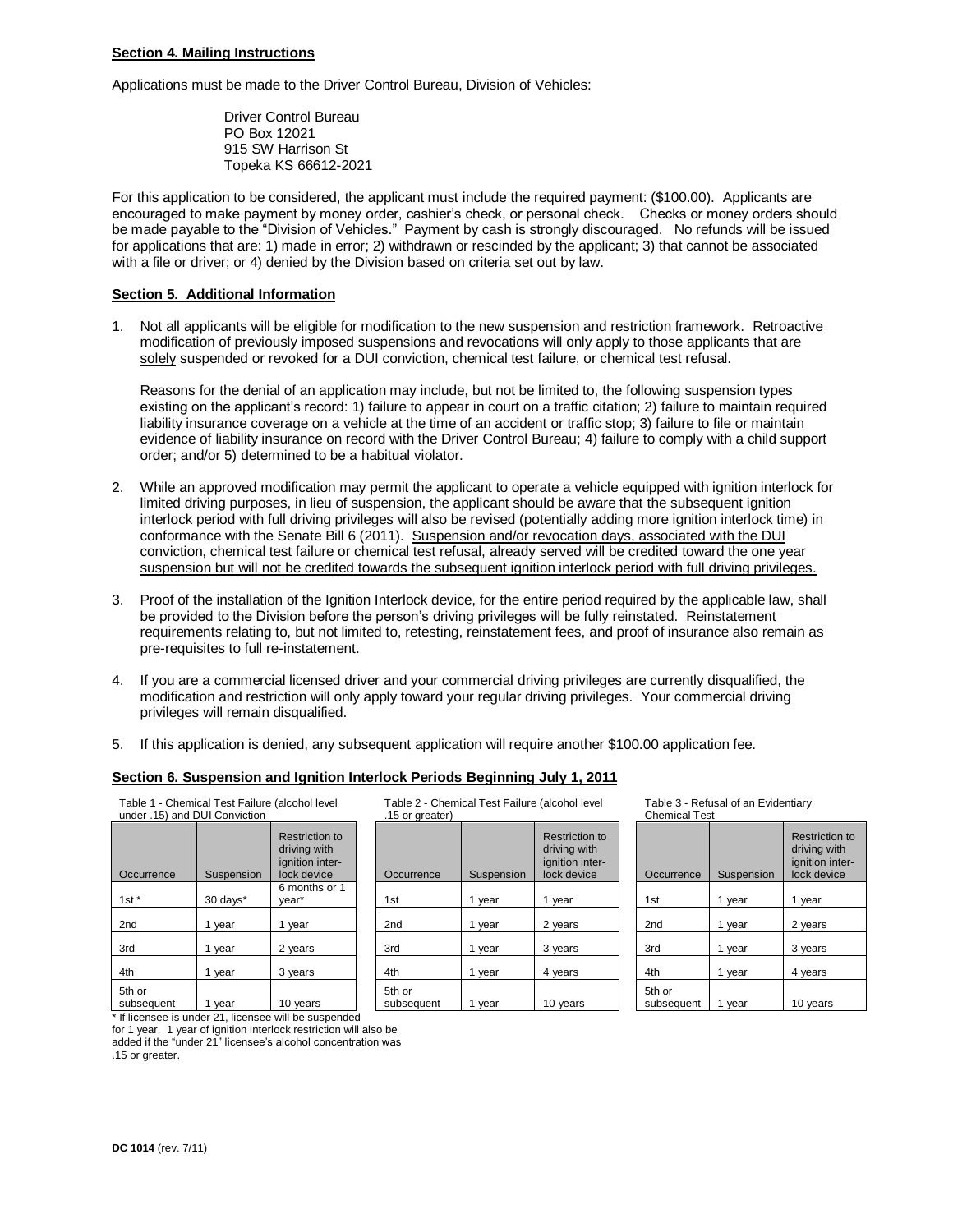**Section 4. Mailing Instructions**

Applications must be made to the Driver Control Bureau, Division of Vehicles:

Driver Control Bureau
PO Box 12021
915 SW Harrison St
Topeka KS 66612-2021

For this application to be considered, the applicant must include the required payment: ($100.00). Applicants are encouraged to make payment by money order, cashier's check, or personal check. Checks or money orders should be made payable to the "Division of Vehicles." Payment by cash is strongly discouraged. No refunds will be issued for applications that are: 1) made in error; 2) withdrawn or rescinded by the applicant; 3) that cannot be associated with a file or driver; or 4) denied by the Division based on criteria set out by law.

**Section 5. Additional Information**

1. Not all applicants will be eligible for modification to the new suspension and restriction framework. Retroactive modification of previously imposed suspensions and revocations will only apply to those applicants that are solely suspended or revoked for a DUI conviction, chemical test failure, or chemical test refusal.

   Reasons for the denial of an application may include, but not be limited to, the following suspension types existing on the applicant's record: 1) failure to appear in court on a traffic citation; 2) failure to maintain required liability insurance coverage on a vehicle at the time of an accident or traffic stop; 3) failure to file or maintain evidence of liability insurance on record with the Driver Control Bureau; 4) failure to comply with a child support order; and/or 5) determined to be a habitual violator.

2. While an approved modification may permit the applicant to operate a vehicle equipped with ignition interlock for limited driving purposes, in lieu of suspension, the applicant should be aware that the subsequent ignition interlock period with full driving privileges will also be revised (potentially adding more ignition interlock time) in conformance with the Senate Bill 6 (2011). Suspension and/or revocation days, associated with the DUI conviction, chemical test failure or chemical test refusal, already served will be credited toward the one year suspension but will not be credited towards the subsequent ignition interlock period with full driving privileges.

3. Proof of the installation of the Ignition Interlock device, for the entire period required by the applicable law, shall be provided to the Division before the person's driving privileges will be fully reinstated. Reinstatement requirements relating to, but not limited to, retesting, reinstatement fees, and proof of insurance also remain as pre-requisites to full re-instatement.

4. If you are a commercial licensed driver and your commercial driving privileges are currently disqualified, the modification and restriction will only apply toward your regular driving privileges. Your commercial driving privileges will remain disqualified.

5. If this application is denied, any subsequent application will require another $100.00 application fee.

**Section 6. Suspension and Ignition Interlock Periods Beginning July 1, 2011**

Table 1 - Chemical Test Failure (alcohol level under .15) and DUI Conviction

| Occurrence | Suspension | Restriction to driving with ignition inter-lock device |
|---|---|---|
| 1st * | 30 days* | 6 months or 1 year* |
| 2nd | 1 year | 1 year |
| 3rd | 1 year | 2 years |
| 4th | 1 year | 3 years |
| 5th or subsequent | 1 year | 10 years |

\* If licensee is under 21, licensee will be suspended for 1 year. 1 year of ignition interlock restriction will also be added if the "under 21" licensee's alcohol concentration was .15 or greater.

Table 2 - Chemical Test Failure (alcohol level .15 or greater)

| Occurrence | Suspension | Restriction to driving with ignition inter-lock device |
|---|---|---|
| 1st | 1 year | 1 year |
| 2nd | 1 year | 2 years |
| 3rd | 1 year | 3 years |
| 4th | 1 year | 4 years |
| 5th or subsequent | 1 year | 10 years |

Table 3 - Refusal of an Evidentiary Chemical Test

| Occurrence | Suspension | Restriction to driving with ignition inter-lock device |
|---|---|---|
| 1st | 1 year | 1 year |
| 2nd | 1 year | 2 years |
| 3rd | 1 year | 3 years |
| 4th | 1 year | 4 years |
| 5th or subsequent | 1 year | 10 years |

**DC 1014** (rev. 7/11)